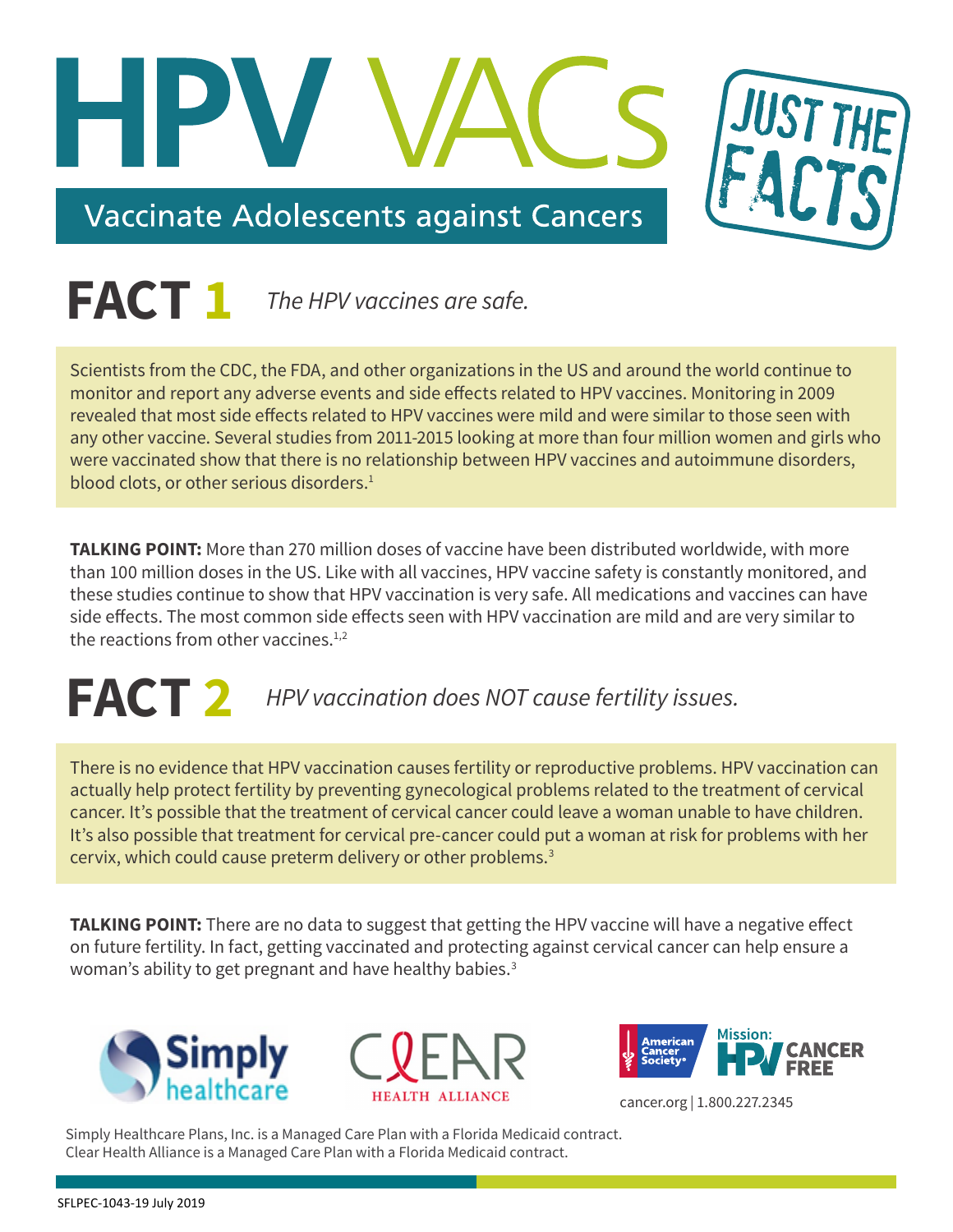# HPV VACs

## Vaccinate Adolescents against Cancers

JUST THE FACTS

## FACT 1 *The HPV vaccines are safe.*

Scientists from the CDC, the FDA, and other organizations in the US and around the world continue to monitor and report any adverse events and side effects related to HPV vaccines. Monitoring in 2009 revealed that most side effects related to HPV vaccines were mild and were similar to those seen with any other vaccine. Several studies from 2011-2015 looking at more than four million women and girls who were vaccinated show that there is no relationship between HPV vaccines and autoimmune disorders, blood clots, or other serious disorders.[1]

**TALKING POINT:** More than 270 million doses of vaccine have been distributed worldwide, with more than 100 million doses in the US. Like with all vaccines, HPV vaccine safety is constantly monitored, and these studies continue to show that HPV vaccination is very safe. All medications and vaccines can have side effects. The most common side effects seen with HPV vaccination are mild and are very similar to the reactions from other vaccines.[1,2]

## FACT 2 *HPV vaccination does NOT cause fertility issues.*

There is no evidence that HPV vaccination causes fertility or reproductive problems. HPV vaccination can actually help protect fertility by preventing gynecological problems related to the treatment of cervical cancer. It's possible that the treatment of cervical cancer could leave a woman unable to have children. It's also possible that treatment for cervical pre-cancer could put a woman at risk for problems with her cervix, which could cause preterm delivery or other problems.[3]

**TALKING POINT:** There are no data to suggest that getting the HPV vaccine will have a negative effect on future fertility. In fact, getting vaccinated and protecting against cervical cancer can help ensure a woman's ability to get pregnant and have healthy babies.[3]

Simply healthcare | CLEAR HEALTH ALLIANCE | American Cancer Society | Mission: HPV CANCER FREE

cancer.org | 1.800.227.2345

Simply Healthcare Plans, Inc. is a Managed Care Plan with a Florida Medicaid contract.
Clear Health Alliance is a Managed Care Plan with a Florida Medicaid contract.

SFLPEC-1043-19 July 2019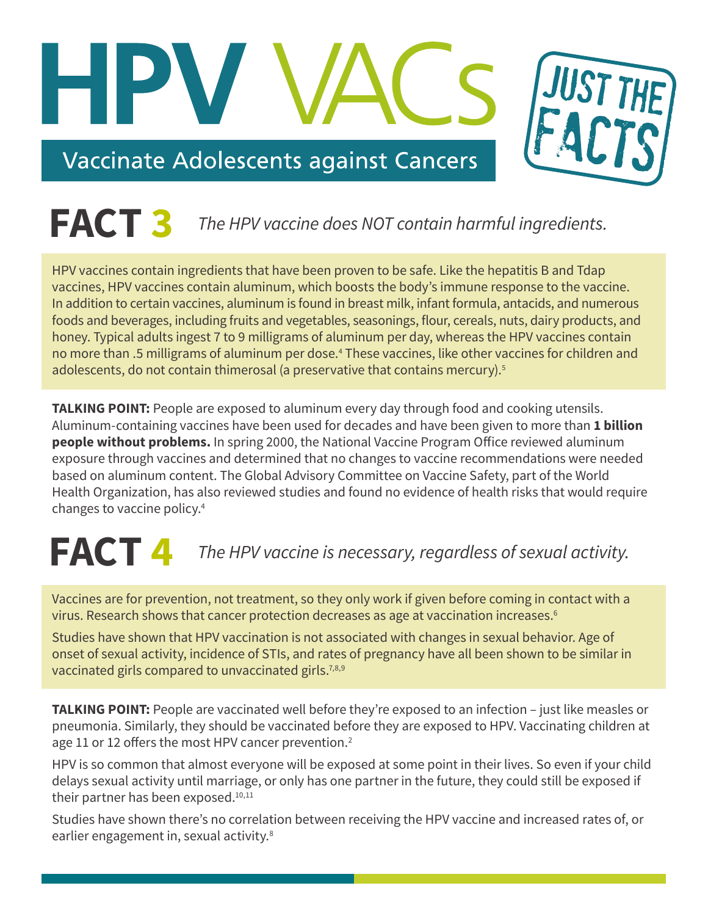# HPV VACs

## Vaccinate Adolescents against Cancers

JUST THE FACTS

## FACT 3 *The HPV vaccine does NOT contain harmful ingredients.*

HPV vaccines contain ingredients that have been proven to be safe. Like the hepatitis B and Tdap vaccines, HPV vaccines contain aluminum, which boosts the body's immune response to the vaccine. In addition to certain vaccines, aluminum is found in breast milk, infant formula, antacids, and numerous foods and beverages, including fruits and vegetables, seasonings, flour, cereals, nuts, dairy products, and honey. Typical adults ingest 7 to 9 milligrams of aluminum per day, whereas the HPV vaccines contain no more than .5 milligrams of aluminum per dose.[4] These vaccines, like other vaccines for children and adolescents, do not contain thimerosal (a preservative that contains mercury).[5]

**TALKING POINT:** People are exposed to aluminum every day through food and cooking utensils. Aluminum-containing vaccines have been used for decades and have been given to more than **1 billion people without problems.** In spring 2000, the National Vaccine Program Office reviewed aluminum exposure through vaccines and determined that no changes to vaccine recommendations were needed based on aluminum content. The Global Advisory Committee on Vaccine Safety, part of the World Health Organization, has also reviewed studies and found no evidence of health risks that would require changes to vaccine policy.[4]

## FACT 4 *The HPV vaccine is necessary, regardless of sexual activity.*

Vaccines are for prevention, not treatment, so they only work if given before coming in contact with a virus. Research shows that cancer protection decreases as age at vaccination increases.[6]

Studies have shown that HPV vaccination is not associated with changes in sexual behavior. Age of onset of sexual activity, incidence of STIs, and rates of pregnancy have all been shown to be similar in vaccinated girls compared to unvaccinated girls.[7,8,9]

**TALKING POINT:** People are vaccinated well before they're exposed to an infection – just like measles or pneumonia. Similarly, they should be vaccinated before they are exposed to HPV. Vaccinating children at age 11 or 12 offers the most HPV cancer prevention.[2]

HPV is so common that almost everyone will be exposed at some point in their lives. So even if your child delays sexual activity until marriage, or only has one partner in the future, they could still be exposed if their partner has been exposed.[10,11]

Studies have shown there's no correlation between receiving the HPV vaccine and increased rates of, or earlier engagement in, sexual activity.[8]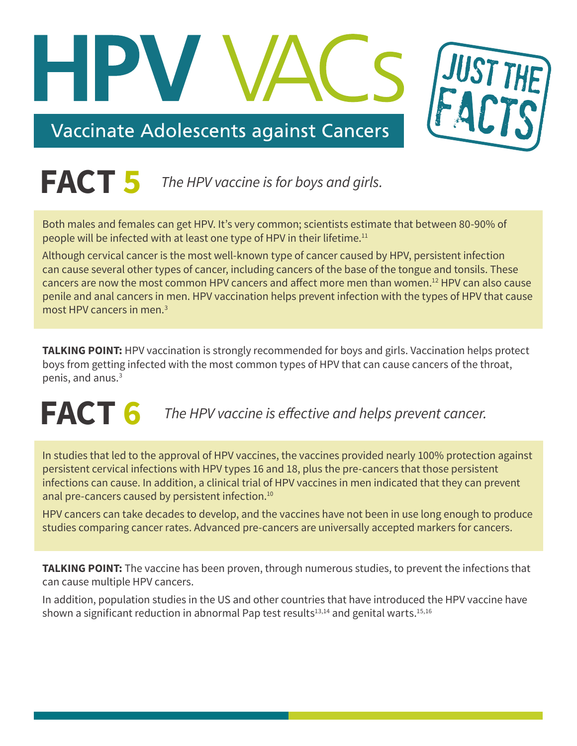# HPV VACs

## Vaccinate Adolescents against Cancers

JUST THE FACTS

## FACT 5 *The HPV vaccine is for boys and girls.*

Both males and females can get HPV. It's very common; scientists estimate that between 80-90% of people will be infected with at least one type of HPV in their lifetime.[11]

Although cervical cancer is the most well-known type of cancer caused by HPV, persistent infection can cause several other types of cancer, including cancers of the base of the tongue and tonsils. These cancers are now the most common HPV cancers and affect more men than women.[12] HPV can also cause penile and anal cancers in men. HPV vaccination helps prevent infection with the types of HPV that cause most HPV cancers in men.[3]

**TALKING POINT:** HPV vaccination is strongly recommended for boys and girls. Vaccination helps protect boys from getting infected with the most common types of HPV that can cause cancers of the throat, penis, and anus.[3]

## FACT 6 *The HPV vaccine is effective and helps prevent cancer.*

In studies that led to the approval of HPV vaccines, the vaccines provided nearly 100% protection against persistent cervical infections with HPV types 16 and 18, plus the pre-cancers that those persistent infections can cause. In addition, a clinical trial of HPV vaccines in men indicated that they can prevent anal pre-cancers caused by persistent infection.[10]

HPV cancers can take decades to develop, and the vaccines have not been in use long enough to produce studies comparing cancer rates. Advanced pre-cancers are universally accepted markers for cancers.

**TALKING POINT:** The vaccine has been proven, through numerous studies, to prevent the infections that can cause multiple HPV cancers.

In addition, population studies in the US and other countries that have introduced the HPV vaccine have shown a significant reduction in abnormal Pap test results[13,14] and genital warts.[15,16]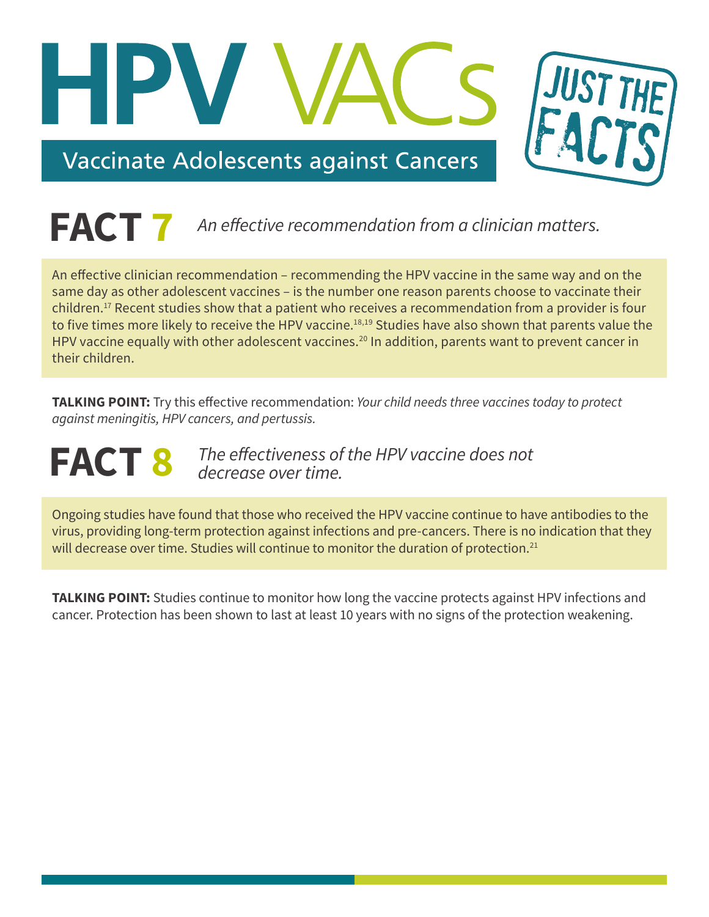# HPV VACs

## Vaccinate Adolescents against Cancers

JUST THE FACTS

## FACT 7 *An effective recommendation from a clinician matters.*

An effective clinician recommendation – recommending the HPV vaccine in the same way and on the same day as other adolescent vaccines – is the number one reason parents choose to vaccinate their children.[17] Recent studies show that a patient who receives a recommendation from a provider is four to five times more likely to receive the HPV vaccine.[18,19] Studies have also shown that parents value the HPV vaccine equally with other adolescent vaccines.[20] In addition, parents want to prevent cancer in their children.

**TALKING POINT:** Try this effective recommendation: *Your child needs three vaccines today to protect against meningitis, HPV cancers, and pertussis.*

## FACT 8 *The effectiveness of the HPV vaccine does not decrease over time.*

Ongoing studies have found that those who received the HPV vaccine continue to have antibodies to the virus, providing long-term protection against infections and pre-cancers. There is no indication that they will decrease over time. Studies will continue to monitor the duration of protection.[21]

**TALKING POINT:** Studies continue to monitor how long the vaccine protects against HPV infections and cancer. Protection has been shown to last at least 10 years with no signs of the protection weakening.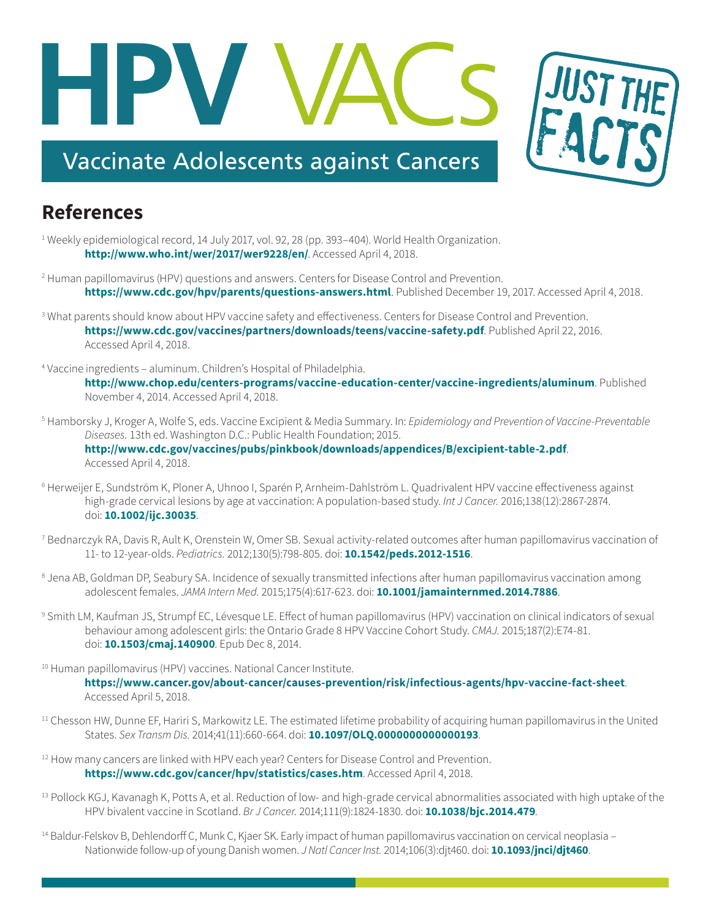# HPV VACs

## Vaccinate Adolescents against Cancers

JUST THE FACTS

## References

[1] Weekly epidemiological record, 14 July 2017, vol. 92, 28 (pp. 393–404). World Health Organization. **http://www.who.int/wer/2017/wer9228/en/**. Accessed April 4, 2018.

[2] Human papillomavirus (HPV) questions and answers. Centers for Disease Control and Prevention. **https://www.cdc.gov/hpv/parents/questions-answers.html**. Published December 19, 2017. Accessed April 4, 2018.

[3] What parents should know about HPV vaccine safety and effectiveness. Centers for Disease Control and Prevention. **https://www.cdc.gov/vaccines/partners/downloads/teens/vaccine-safety.pdf**. Published April 22, 2016. Accessed April 4, 2018.

[4] Vaccine ingredients – aluminum. Children's Hospital of Philadelphia. **http://www.chop.edu/centers-programs/vaccine-education-center/vaccine-ingredients/aluminum**. Published November 4, 2014. Accessed April 4, 2018.

[5] Hamborsky J, Kroger A, Wolfe S, eds. Vaccine Excipient & Media Summary. In: *Epidemiology and Prevention of Vaccine-Preventable Diseases.* 13th ed. Washington D.C.: Public Health Foundation; 2015. **http://www.cdc.gov/vaccines/pubs/pinkbook/downloads/appendices/B/excipient-table-2.pdf**. Accessed April 4, 2018.

[6] Herweijer E, Sundström K, Ploner A, Uhnoo I, Sparén P, Arnheim-Dahlström L. Quadrivalent HPV vaccine effectiveness against high-grade cervical lesions by age at vaccination: A population-based study. *Int J Cancer.* 2016;138(12):2867-2874. doi: **10.1002/ijc.30035**.

[7] Bednarczyk RA, Davis R, Ault K, Orenstein W, Omer SB. Sexual activity-related outcomes after human papillomavirus vaccination of 11- to 12-year-olds. *Pediatrics.* 2012;130(5):798-805. doi: **10.1542/peds.2012-1516**.

[8] Jena AB, Goldman DP, Seabury SA. Incidence of sexually transmitted infections after human papillomavirus vaccination among adolescent females. *JAMA Intern Med.* 2015;175(4):617-623. doi: **10.1001/jamainternmed.2014.7886**.

[9] Smith LM, Kaufman JS, Strumpf EC, Lévesque LE. Effect of human papillomavirus (HPV) vaccination on clinical indicators of sexual behaviour among adolescent girls: the Ontario Grade 8 HPV Vaccine Cohort Study. *CMAJ.* 2015;187(2):E74-81. doi: **10.1503/cmaj.140900**. Epub Dec 8, 2014.

[10] Human papillomavirus (HPV) vaccines. National Cancer Institute. **https://www.cancer.gov/about-cancer/causes-prevention/risk/infectious-agents/hpv-vaccine-fact-sheet**. Accessed April 5, 2018.

[11] Chesson HW, Dunne EF, Hariri S, Markowitz LE. The estimated lifetime probability of acquiring human papillomavirus in the United States. *Sex Transm Dis.* 2014;41(11):660-664. doi: **10.1097/OLQ.0000000000000193**.

[12] How many cancers are linked with HPV each year? Centers for Disease Control and Prevention. **https://www.cdc.gov/cancer/hpv/statistics/cases.htm**. Accessed April 4, 2018.

[13] Pollock KGJ, Kavanagh K, Potts A, et al. Reduction of low- and high-grade cervical abnormalities associated with high uptake of the HPV bivalent vaccine in Scotland. *Br J Cancer.* 2014;111(9):1824-1830. doi: **10.1038/bjc.2014.479**.

[14] Baldur-Felskov B, Dehlendorff C, Munk C, Kjaer SK. Early impact of human papillomavirus vaccination on cervical neoplasia – Nationwide follow-up of young Danish women. *J Natl Cancer Inst.* 2014;106(3):djt460. doi: **10.1093/jnci/djt460**.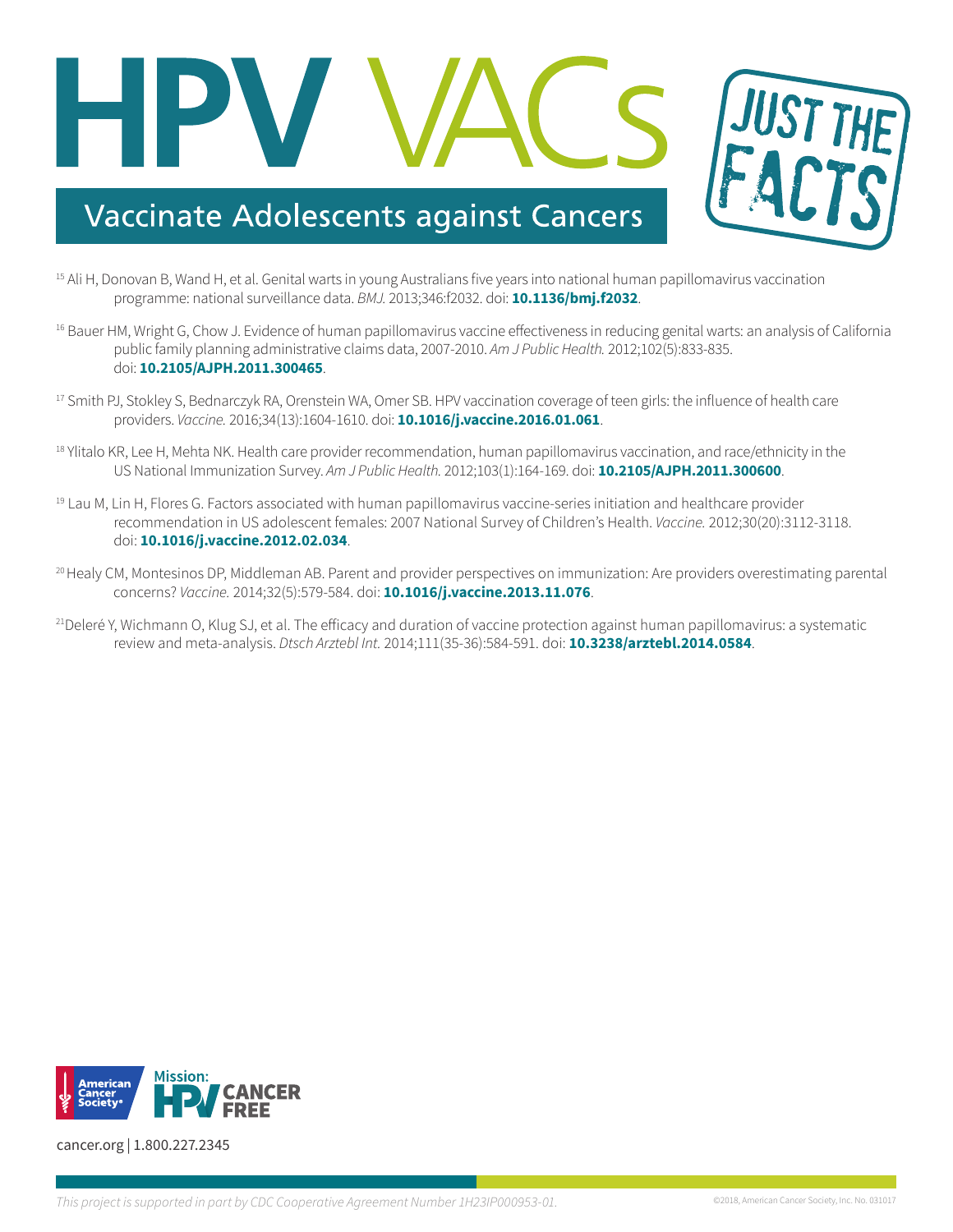# HPV VACs

## Vaccinate Adolescents against Cancers

JUST THE FACTS

[15] Ali H, Donovan B, Wand H, et al. Genital warts in young Australians five years into national human papillomavirus vaccination programme: national surveillance data. *BMJ.* 2013;346:f2032. doi: **10.1136/bmj.f2032**.

[16] Bauer HM, Wright G, Chow J. Evidence of human papillomavirus vaccine effectiveness in reducing genital warts: an analysis of California public family planning administrative claims data, 2007-2010. *Am J Public Health.* 2012;102(5):833-835. doi: **10.2105/AJPH.2011.300465**.

[17] Smith PJ, Stokley S, Bednarczyk RA, Orenstein WA, Omer SB. HPV vaccination coverage of teen girls: the influence of health care providers. *Vaccine.* 2016;34(13):1604-1610. doi: **10.1016/j.vaccine.2016.01.061**.

[18] Ylitalo KR, Lee H, Mehta NK. Health care provider recommendation, human papillomavirus vaccination, and race/ethnicity in the US National Immunization Survey. *Am J Public Health.* 2012;103(1):164-169. doi: **10.2105/AJPH.2011.300600**.

[19] Lau M, Lin H, Flores G. Factors associated with human papillomavirus vaccine-series initiation and healthcare provider recommendation in US adolescent females: 2007 National Survey of Children's Health. *Vaccine.* 2012;30(20):3112-3118. doi: **10.1016/j.vaccine.2012.02.034**.

[20] Healy CM, Montesinos DP, Middleman AB. Parent and provider perspectives on immunization: Are providers overestimating parental concerns? *Vaccine.* 2014;32(5):579-584. doi: **10.1016/j.vaccine.2013.11.076**.

[21] Deleré Y, Wichmann O, Klug SJ, et al. The efficacy and duration of vaccine protection against human papillomavirus: a systematic review and meta-analysis. *Dtsch Arztebl Int.* 2014;111(35-36):584-591. doi: **10.3238/arztebl.2014.0584**.

American Cancer Society® | Mission: HPV CANCER FREE

cancer.org | 1.800.227.2345

*This project is supported in part by CDC Cooperative Agreement Number 1H23IP000953-01.*

©2018, American Cancer Society, Inc. No. 031017